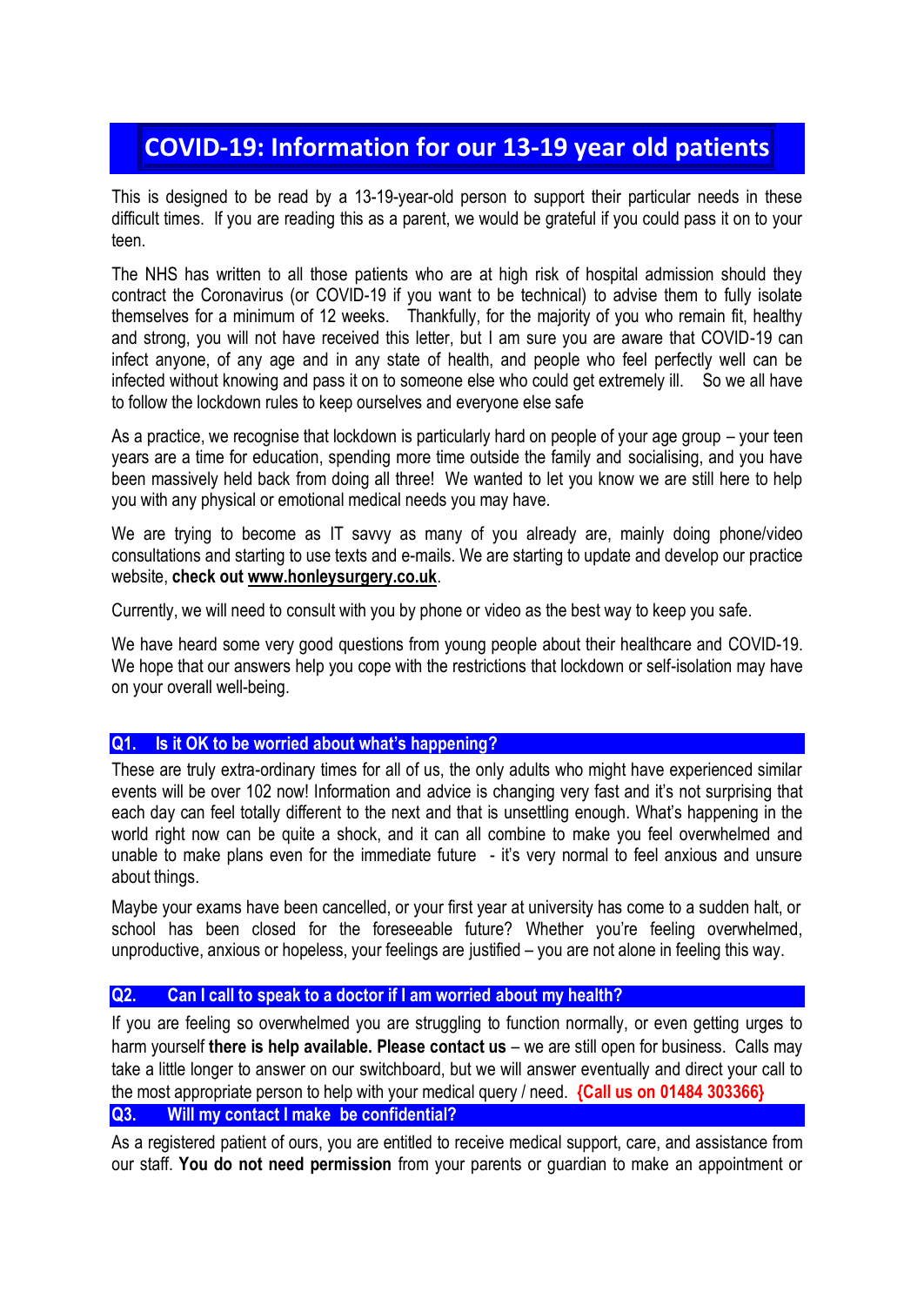# COVID-19: Information for our 13-19 year old patients

This is designed to be read by a 13-19-year-old person to support their particular needs in these difficult times. If you are reading this as a parent, we would be grateful if you could pass it on to your teen.

The NHS has written to all those patients who are at high risk of hospital admission should they contract the Coronavirus (or COVID-19 if you want to be technical) to advise them to fully isolate themselves for a minimum of 12 weeks. Thankfully, for the majority of you who remain fit, healthy and strong, you will not have received this letter, but I am sure you are aware that COVID-19 can infect anyone, of any age and in any state of health, and people who feel perfectly well can be infected without knowing and pass it on to someone else who could get extremely ill. So we all have to follow the lockdown rules to keep ourselves and everyone else safe

As a practice, we recognise that lockdown is particularly hard on people of your age group – your teen years are a time for education, spending more time outside the family and socialising, and you have been massively held back from doing all three! We wanted to let you know we are still here to help you with any physical or emotional medical needs you may have.

We are trying to become as IT savvy as many of you already are, mainly doing phone/video consultations and starting to use texts and e-mails. We are starting to update and develop our practice website, **check out www.honleysurgery.co.uk**.

Currently, we will need to consult with you by phone or video as the best way to keep you safe.

We have heard some very good questions from young people about their healthcare and COVID-19. We hope that our answers help you cope with the restrictions that lockdown or self-isolation may have on your overall well-being.

## Q1. Is it OK to be worried about what's happening?

These are truly extra-ordinary times for all of us, the only adults who might have experienced similar events will be over 102 now! Information and advice is changing very fast and it's not surprising that each day can feel totally different to the next and that is unsettling enough. What's happening in the world right now can be quite a shock, and it can all combine to make you feel overwhelmed and unable to make plans even for the immediate future - it's very normal to feel anxious and unsure about things.

Maybe your exams have been cancelled, or your first year at university has come to a sudden halt, or school has been closed for the foreseeable future? Whether you're feeling overwhelmed, unproductive, anxious or hopeless, your feelings are justified – you are not alone in feeling this way.

## Q2. Can I call to speak to a doctor if I am worried about my health?

If you are feeling so overwhelmed you are struggling to function normally, or even getting urges to harm yourself **there is help available. Please contact us** – we are still open for business. Calls may take a little longer to answer on our switchboard, but we will answer eventually and direct your call to the most appropriate person to help with your medical query / need. **{Call us on 01484 303366}**

## Q3. Will my contact I make be confidential?

As a registered patient of ours, you are entitled to receive medical support, care, and assistance from our staff. **You do not need permission** from your parents or guardian to make an appointment or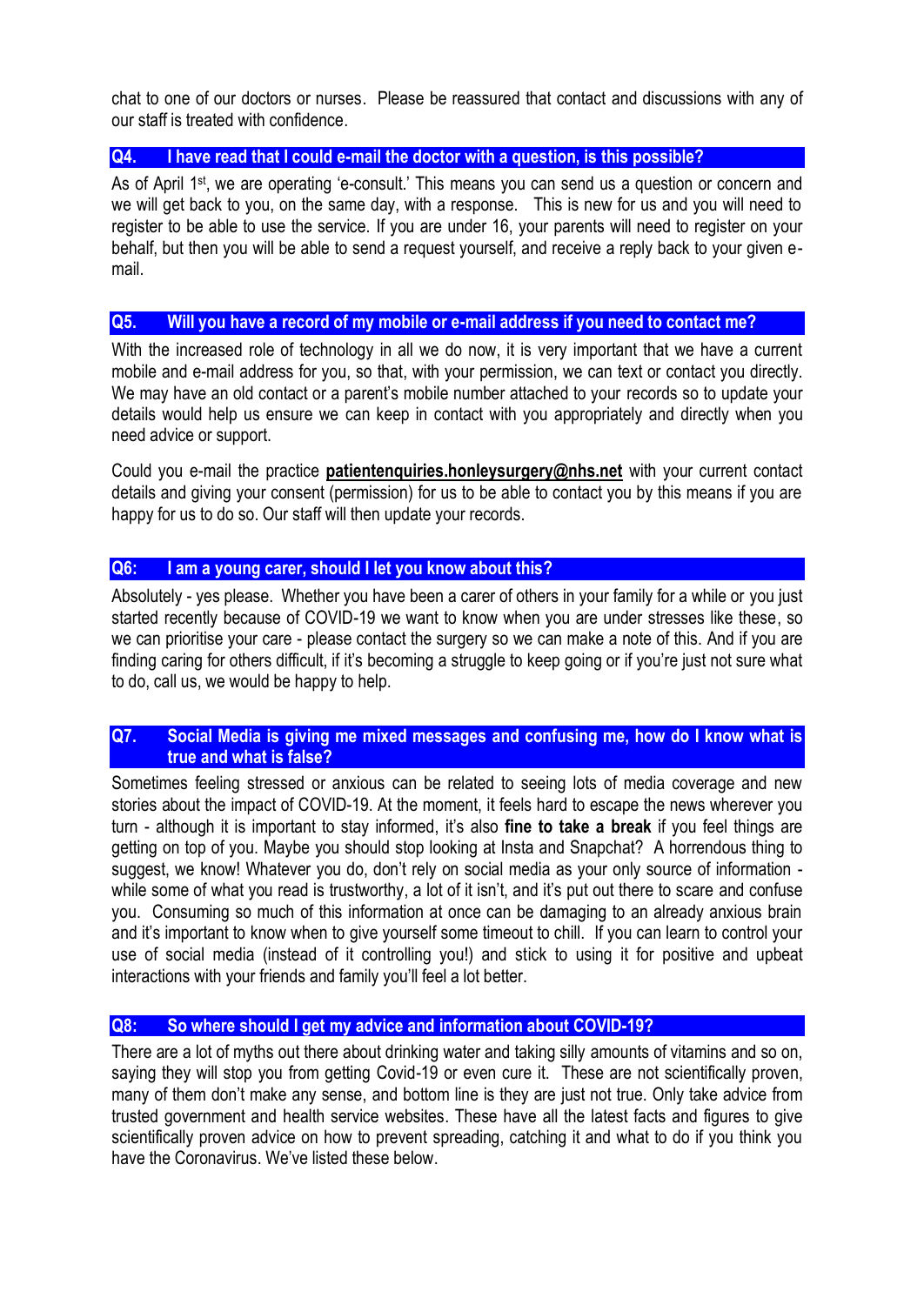chat to one of our doctors or nurses. Please be reassured that contact and discussions with any of our staff is treated with confidence.

### Q4. I have read that I could e-mail the doctor with a question, is this possible?

As of April 1st, we are operating 'e-consult.' This means you can send us a question or concern and we will get back to you, on the same day, with a response. This is new for us and you will need to register to be able to use the service. If you are under 16, your parents will need to register on your behalf, but then you will be able to send a request yourself, and receive a reply back to your given e-mail.

### Q5. Will you have a record of my mobile or e-mail address if you need to contact me?

With the increased role of technology in all we do now, it is very important that we have a current mobile and e-mail address for you, so that, with your permission, we can text or contact you directly. We may have an old contact or a parent's mobile number attached to your records so to update your details would help us ensure we can keep in contact with you appropriately and directly when you need advice or support.

Could you e-mail the practice **patientenquiries.honleysurgery@nhs.net** with your current contact details and giving your consent (permission) for us to be able to contact you by this means if you are happy for us to do so. Our staff will then update your records.

### Q6: I am a young carer, should I let you know about this?

Absolutely - yes please. Whether you have been a carer of others in your family for a while or you just started recently because of COVID-19 we want to know when you are under stresses like these, so we can prioritise your care - please contact the surgery so we can make a note of this. And if you are finding caring for others difficult, if it's becoming a struggle to keep going or if you're just not sure what to do, call us, we would be happy to help.

### Q7. Social Media is giving me mixed messages and confusing me, how do I know what is true and what is false?

Sometimes feeling stressed or anxious can be related to seeing lots of media coverage and new stories about the impact of COVID-19. At the moment, it feels hard to escape the news wherever you turn - although it is important to stay informed, it's also **fine to take a break** if you feel things are getting on top of you. Maybe you should stop looking at Insta and Snapchat? A horrendous thing to suggest, we know! Whatever you do, don't rely on social media as your only source of information - while some of what you read is trustworthy, a lot of it isn't, and it's put out there to scare and confuse you. Consuming so much of this information at once can be damaging to an already anxious brain and it's important to know when to give yourself some timeout to chill. If you can learn to control your use of social media (instead of it controlling you!) and stick to using it for positive and upbeat interactions with your friends and family you'll feel a lot better.

### Q8: So where should I get my advice and information about COVID-19?

There are a lot of myths out there about drinking water and taking silly amounts of vitamins and so on, saying they will stop you from getting Covid-19 or even cure it. These are not scientifically proven, many of them don't make any sense, and bottom line is they are just not true. Only take advice from trusted government and health service websites. These have all the latest facts and figures to give scientifically proven advice on how to prevent spreading, catching it and what to do if you think you have the Coronavirus. We've listed these below.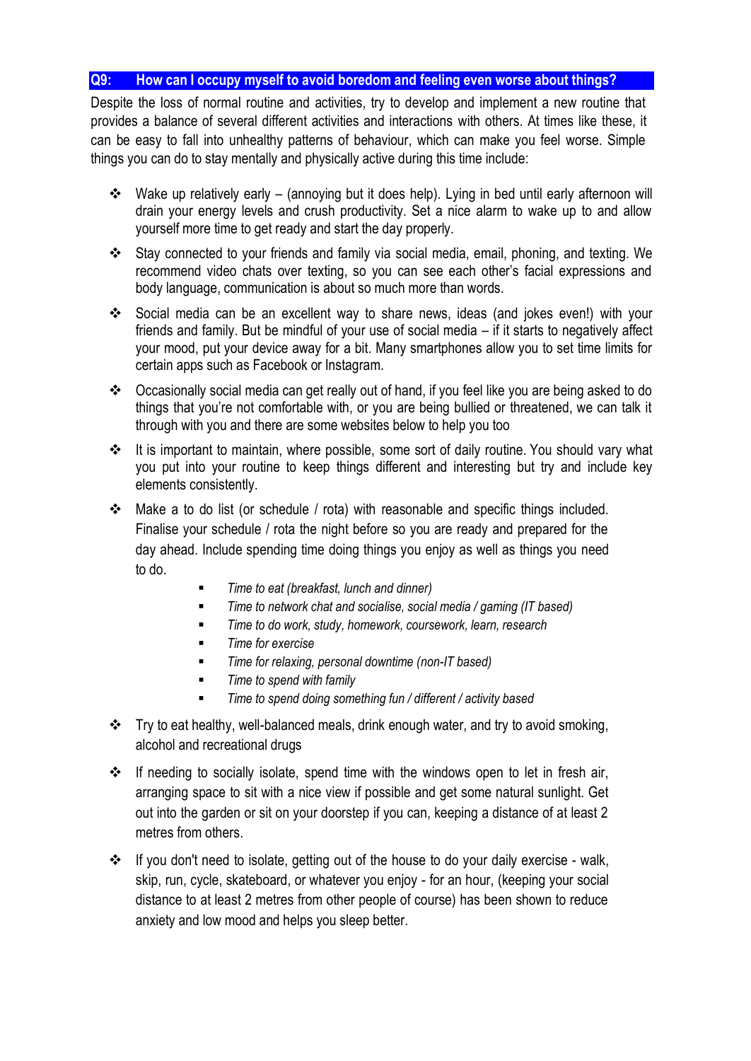## Q9: How can I occupy myself to avoid boredom and feeling even worse about things?

Despite the loss of normal routine and activities, try to develop and implement a new routine that provides a balance of several different activities and interactions with others. At times like these, it can be easy to fall into unhealthy patterns of behaviour, which can make you feel worse. Simple things you can do to stay mentally and physically active during this time include:

- Wake up relatively early – (annoying but it does help). Lying in bed until early afternoon will drain your energy levels and crush productivity. Set a nice alarm to wake up to and allow yourself more time to get ready and start the day properly.
- Stay connected to your friends and family via social media, email, phoning, and texting. We recommend video chats over texting, so you can see each other's facial expressions and body language, communication is about so much more than words.
- Social media can be an excellent way to share news, ideas (and jokes even!) with your friends and family. But be mindful of your use of social media – if it starts to negatively affect your mood, put your device away for a bit. Many smartphones allow you to set time limits for certain apps such as Facebook or Instagram.
- Occasionally social media can get really out of hand, if you feel like you are being asked to do things that you're not comfortable with, or you are being bullied or threatened, we can talk it through with you and there are some websites below to help you too
- It is important to maintain, where possible, some sort of daily routine. You should vary what you put into your routine to keep things different and interesting but try and include key elements consistently.
- Make a to do list (or schedule / rota) with reasonable and specific things included. Finalise your schedule / rota the night before so you are ready and prepared for the day ahead. Include spending time doing things you enjoy as well as things you need to do.
  - *Time to eat (breakfast, lunch and dinner)*
  - *Time to network chat and socialise, social media / gaming (IT based)*
  - *Time to do work, study, homework, coursework, learn, research*
  - *Time for exercise*
  - *Time for relaxing, personal downtime (non-IT based)*
  - *Time to spend with family*
  - *Time to spend doing something fun / different / activity based*
- Try to eat healthy, well-balanced meals, drink enough water, and try to avoid smoking, alcohol and recreational drugs
- If needing to socially isolate, spend time with the windows open to let in fresh air, arranging space to sit with a nice view if possible and get some natural sunlight. Get out into the garden or sit on your doorstep if you can, keeping a distance of at least 2 metres from others.
- If you don't need to isolate, getting out of the house to do your daily exercise - walk, skip, run, cycle, skateboard, or whatever you enjoy - for an hour, (keeping your social distance to at least 2 metres from other people of course) has been shown to reduce anxiety and low mood and helps you sleep better.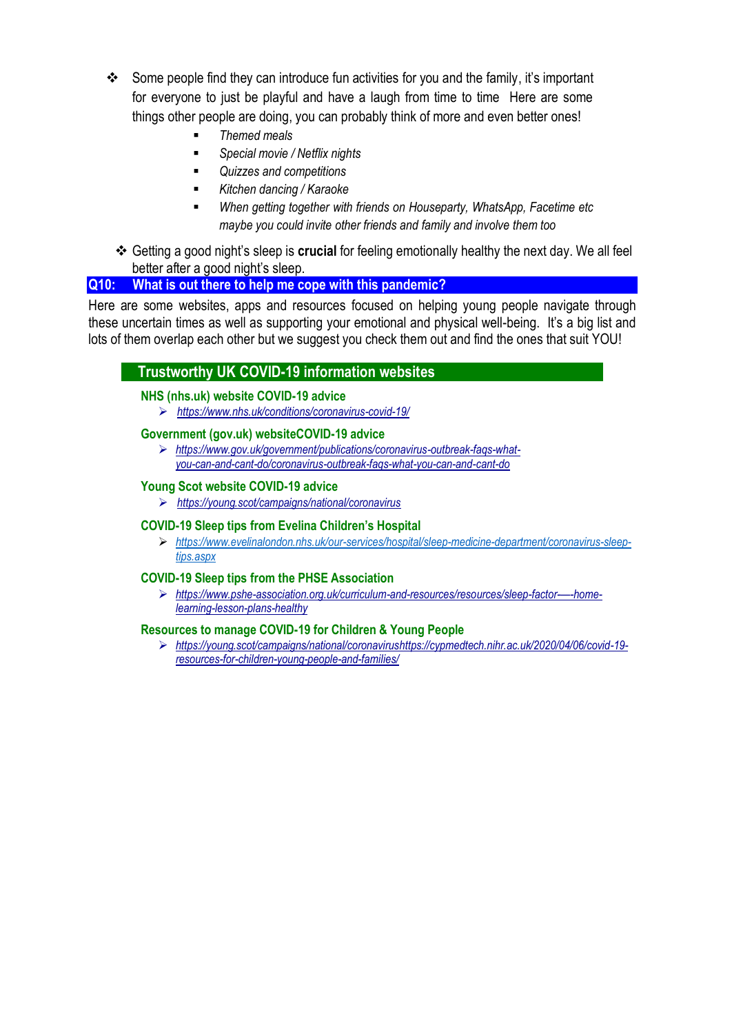- Some people find they can introduce fun activities for you and the family, it's important for everyone to just be playful and have a laugh from time to time Here are some things other people are doing, you can probably think of more and even better ones!
    - *Themed meals*
    - *Special movie / Netflix nights*
    - *Quizzes and competitions*
    - *Kitchen dancing / Karaoke*
    - *When getting together with friends on Houseparty, WhatsApp, Facetime etc maybe you could invite other friends and family and involve them too*

- Getting a good night's sleep is **crucial** for feeling emotionally healthy the next day. We all feel better after a good night's sleep.

## Q10: What is out there to help me cope with this pandemic?

Here are some websites, apps and resources focused on helping young people navigate through these uncertain times as well as supporting your emotional and physical well-being. It's a big list and lots of them overlap each other but we suggest you check them out and find the ones that suit YOU!

### Trustworthy UK COVID-19 information websites

**NHS (nhs.uk) website COVID-19 advice**

- *https://www.nhs.uk/conditions/coronavirus-covid-19/*

**Government (gov.uk) websiteCOVID-19 advice**

- *https://www.gov.uk/government/publications/coronavirus-outbreak-faqs-what-you-can-and-cant-do/coronavirus-outbreak-faqs-what-you-can-and-cant-do*

**Young Scot website COVID-19 advice**

- *https://young.scot/campaigns/national/coronavirus*

**COVID-19 Sleep tips from Evelina Children's Hospital**

- *https://www.evelinalondon.nhs.uk/our-services/hospital/sleep-medicine-department/coronavirus-sleep-tips.aspx*

**COVID-19 Sleep tips from the PHSE Association**

- *https://www.pshe-association.org.uk/curriculum-and-resources/resources/sleep-factor-—-home-learning-lesson-plans-healthy*

**Resources to manage COVID-19 for Children & Young People**

- *https://young.scot/campaigns/national/coronavirushttps://cypmedtech.nihr.ac.uk/2020/04/06/covid-19-resources-for-children-young-people-and-families/*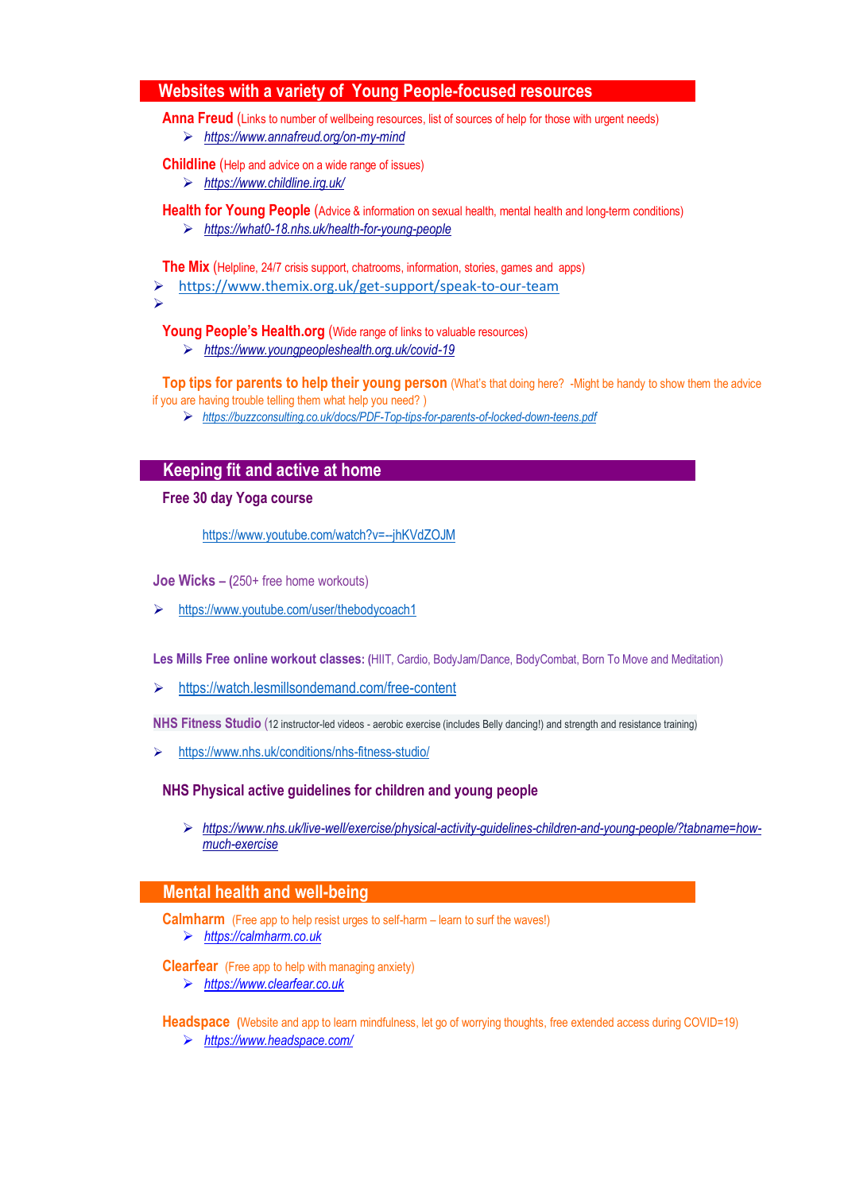## Websites with a variety of Young People-focused resources

**Anna Freud** (Links to number of wellbeing resources, list of sources of help for those with urgent needs)

- *https://www.annafreud.org/on-my-mind*

**Childline** (Help and advice on a wide range of issues)

- *https://www.childline.irg.uk/*

**Health for Young People** (Advice & information on sexual health, mental health and long-term conditions)

- *https://what0-18.nhs.uk/health-for-young-people*

**The Mix** (Helpline, 24/7 crisis support, chatrooms, information, stories, games and apps)

- https://www.themix.org.uk/get-support/speak-to-our-team

**Young People's Health.org** (Wide range of links to valuable resources)

- *https://www.youngpeopleshealth.org.uk/covid-19*

**Top tips for parents to help their young person** (What's that doing here? -Might be handy to show them the advice if you are having trouble telling them what help you need? )

- *https://buzzconsulting.co.uk/docs/PDF-Top-tips-for-parents-of-locked-down-teens.pdf*

## Keeping fit and active at home

**Free 30 day Yoga course**

https://www.youtube.com/watch?v=--jhKVdZOJM

**Joe Wicks –** (250+ free home workouts)

- https://www.youtube.com/user/thebodycoach1

**Les Mills Free online workout classes:** (HIIT, Cardio, BodyJam/Dance, BodyCombat, Born To Move and Meditation)

- https://watch.lesmillsondemand.com/free-content

**NHS Fitness Studio** (12 instructor-led videos - aerobic exercise (includes Belly dancing!) and strength and resistance training)

- https://www.nhs.uk/conditions/nhs-fitness-studio/

**NHS Physical active guidelines for children and young people**

- *https://www.nhs.uk/live-well/exercise/physical-activity-guidelines-children-and-young-people/?tabname=how-much-exercise*

## Mental health and well-being

**Calmharm** (Free app to help resist urges to self-harm – learn to surf the waves!)

- *https://calmharm.co.uk*

**Clearfear** (Free app to help with managing anxiety)

- *https://www.clearfear.co.uk*

**Headspace** (Website and app to learn mindfulness, let go of worrying thoughts, free extended access during COVID=19)

- *https://www.headspace.com/*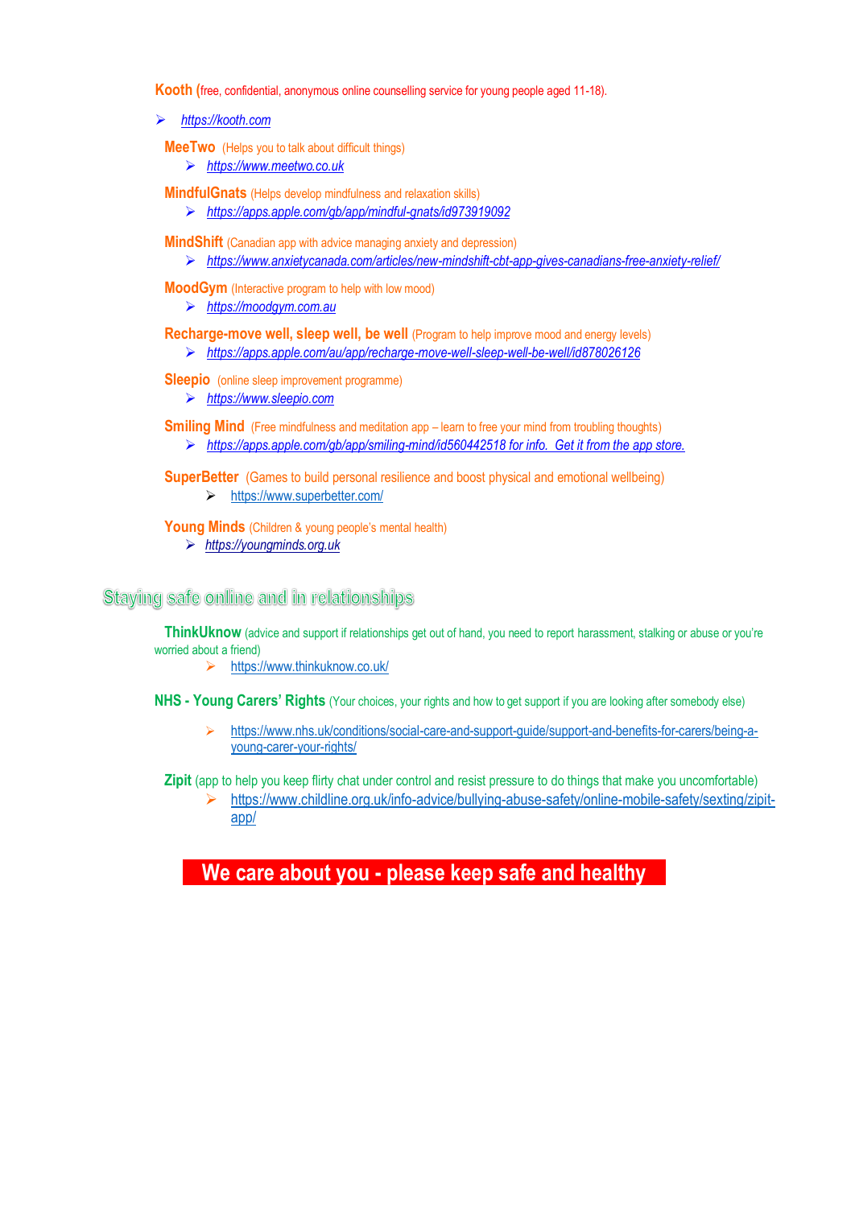**Kooth** (free, confidential, anonymous online counselling service for young people aged 11-18).

- https://kooth.com

**MeeTwo** (Helps you to talk about difficult things)

- https://www.meetwo.co.uk

**MindfulGnats** (Helps develop mindfulness and relaxation skills)

- https://apps.apple.com/gb/app/mindful-gnats/id973919092

**MindShift** (Canadian app with advice managing anxiety and depression)

- https://www.anxietycanada.com/articles/new-mindshift-cbt-app-gives-canadians-free-anxiety-relief/

**MoodGym** (Interactive program to help with low mood)

- https://moodgym.com.au

**Recharge-move well, sleep well, be well** (Program to help improve mood and energy levels)

- https://apps.apple.com/au/app/recharge-move-well-sleep-well-be-well/id878026126

**Sleepio** (online sleep improvement programme)

- https://www.sleepio.com

**Smiling Mind** (Free mindfulness and meditation app – learn to free your mind from troubling thoughts)

- https://apps.apple.com/gb/app/smiling-mind/id560442518 for info. Get it from the app store.

**SuperBetter** (Games to build personal resilience and boost physical and emotional wellbeing)

- https://www.superbetter.com/

**Young Minds** (Children & young people's mental health)

- https://youngminds.org.uk

## Staying safe online and in relationships

**ThinkUknow** (advice and support if relationships get out of hand, you need to report harassment, stalking or abuse or you're worried about a friend)

- https://www.thinkuknow.co.uk/

**NHS - Young Carers' Rights** (Your choices, your rights and how to get support if you are looking after somebody else)

- https://www.nhs.uk/conditions/social-care-and-support-guide/support-and-benefits-for-carers/being-a-young-carer-your-rights/

**Zipit** (app to help you keep flirty chat under control and resist pressure to do things that make you uncomfortable)

- https://www.childline.org.uk/info-advice/bullying-abuse-safety/online-mobile-safety/sexting/zipit-app/

**We care about you - please keep safe and healthy**